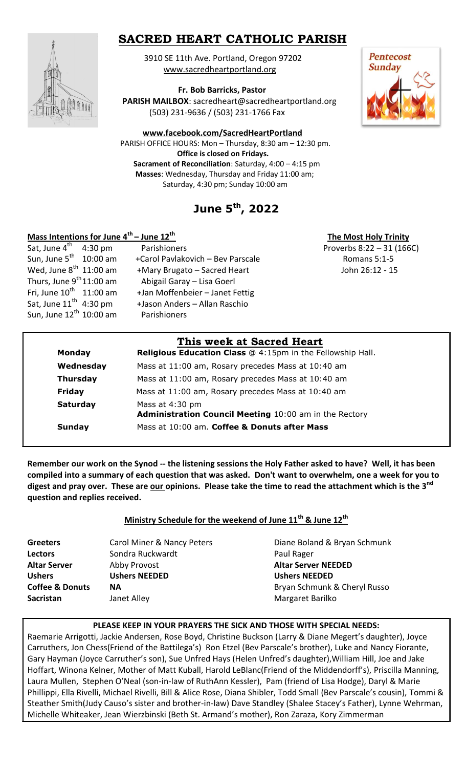# SACRED HEART CATHOLIC PARISH

3910 SE 11th Ave. Portland, Oregon 97202
www.sacredheartportland.org

**Fr. Bob Barricks, Pastor**
**PARISH MAILBOX**: sacredheart@sacredheartportland.org
(503) 231-9636 / (503) 231-1766 Fax

**www.facebook.com/SacredHeartPortland**
PARISH OFFICE HOURS: Mon – Thursday, 8:30 am – 12:30 pm.
**Office is closed on Fridays.**
**Sacrament of Reconciliation**: Saturday, 4:00 – 4:15 pm
**Masses**: Wednesday, Thursday and Friday 11:00 am;
Saturday, 4:30 pm; Sunday 10:00 am

Pentecost Sunday

# June 5th, 2022

## Mass Intentions for June 4th – June 12th

| | |
|---|---|
| Sat, June 4th 4:30 pm | Parishioners |
| Sun, June 5th 10:00 am | +Carol Pavlakovich – Bev Parscale |
| Wed, June 8th 11:00 am | +Mary Brugato – Sacred Heart |
| Thurs, June 9th 11:00 am | Abigail Garay – Lisa Goerl |
| Fri, June 10th 11:00 am | +Jan Moffenbeier – Janet Fettig |
| Sat, June 11th 4:30 pm | +Jason Anders – Allan Raschio |
| Sun, June 12th 10:00 am | Parishioners |

**The Most Holy Trinity**
Proverbs 8:22 – 31 (166C)
Romans 5:1-5
John 26:12 - 15

## This week at Sacred Heart

| | |
|---|---|
| **Monday** | **Religious Education Class** @ 4:15pm in the Fellowship Hall. |
| **Wednesday** | Mass at 11:00 am, Rosary precedes Mass at 10:40 am |
| **Thursday** | Mass at 11:00 am, Rosary precedes Mass at 10:40 am |
| **Friday** | Mass at 11:00 am, Rosary precedes Mass at 10:40 am |
| **Saturday** | Mass at 4:30 pm<br>**Administration Council Meeting** 10:00 am in the Rectory |
| **Sunday** | Mass at 10:00 am. **Coffee & Donuts after Mass** |

**Remember our work on the Synod -- the listening sessions the Holy Father asked to have? Well, it has been compiled into a summary of each question that was asked. Don't want to overwhelm, one a week for you to digest and pray over. These are our opinions. Please take the time to read the attachment which is the 3rd question and replies received.**

## Ministry Schedule for the weekend of June 11th & June 12th

| | | |
|---|---|---|
| **Greeters** | Carol Miner & Nancy Peters | Diane Boland & Bryan Schmunk |
| **Lectors** | Sondra Ruckwardt | Paul Rager |
| **Altar Server** | Abby Provost | **Altar Server NEEDED** |
| **Ushers** | **Ushers NEEDED** | **Ushers NEEDED** |
| **Coffee & Donuts** | **NA** | Bryan Schmunk & Cheryl Russo |
| **Sacristan** | Janet Alley | Margaret Barilko |

**PLEASE KEEP IN YOUR PRAYERS THE SICK AND THOSE WITH SPECIAL NEEDS:**

Raemarie Arrigotti, Jackie Andersen, Rose Boyd, Christine Buckson (Larry & Diane Megert's daughter), Joyce Carruthers, Jon Chess(Friend of the Battilega's) Ron Etzel (Bev Parscale's brother), Luke and Nancy Fiorante, Gary Hayman (Joyce Carruther's son), Sue Unfred Hays (Helen Unfred's daughter),William Hill, Joe and Jake Hoffart, Winona Kelner, Mother of Matt Kuball, Harold LeBlanc(Friend of the Middendorff's), Priscilla Manning, Laura Mullen, Stephen O'Neal (son-in-law of RuthAnn Kessler), Pam (friend of Lisa Hodge), Daryl & Marie Phillippi, Ella Rivelli, Michael Rivelli, Bill & Alice Rose, Diana Shibler, Todd Small (Bev Parscale's cousin), Tommi & Steather Smith(Judy Causo's sister and brother-in-law) Dave Standley (Shalee Stacey's Father), Lynne Wehrman, Michelle Whiteaker, Jean Wierzbinski (Beth St. Armand's mother), Ron Zaraza, Kory Zimmerman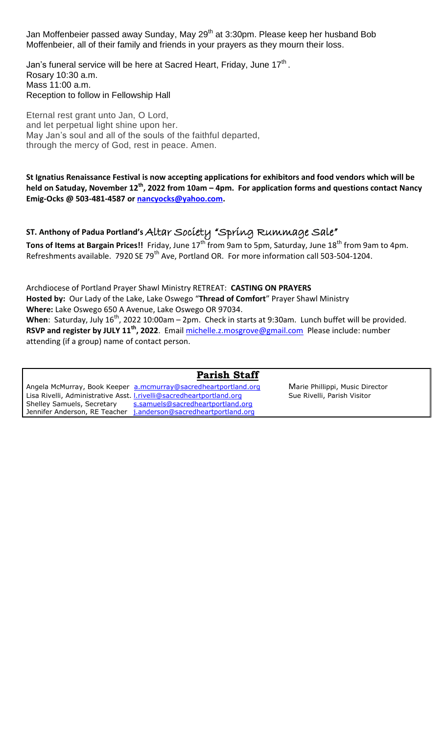Jan Moffenbeier passed away Sunday, May 29th at 3:30pm. Please keep her husband Bob Moffenbeier, all of their family and friends in your prayers as they mourn their loss.

Jan's funeral service will be here at Sacred Heart, Friday, June 17th.
Rosary 10:30 a.m.
Mass 11:00 a.m.
Reception to follow in Fellowship Hall

Eternal rest grant unto Jan, O Lord,
and let perpetual light shine upon her.
May Jan's soul and all of the souls of the faithful departed,
through the mercy of God, rest in peace. Amen.

**St Ignatius Renaissance Festival is now accepting applications for exhibitors and food vendors which will be held on Satuday, November 12th, 2022 from 10am – 4pm. For application forms and questions contact Nancy Emig-Ocks @ 503-481-4587 or nancyocks@yahoo.com.**

**ST. Anthony of Padua Portland's** Altar Society "Spring Rummage Sale"

**Tons of Items at Bargain Prices!!** Friday, June 17th from 9am to 5pm, Saturday, June 18th from 9am to 4pm. Refreshments available. 7920 SE 79th Ave, Portland OR. For more information call 503-504-1204.

Archdiocese of Portland Prayer Shawl Ministry RETREAT: **CASTING ON PRAYERS**
**Hosted by:** Our Lady of the Lake, Lake Oswego "**Thread of Comfort**" Prayer Shawl Ministry
**Where:** Lake Oswego 650 A Avenue, Lake Oswego OR 97034.
**When**: Saturday, July 16th, 2022 10:00am – 2pm. Check in starts at 9:30am. Lunch buffet will be provided.
**RSVP and register by JULY 11th, 2022**. Email michelle.z.mosgrove@gmail.com Please include: number attending (if a group) name of contact person.

## Parish Staff

Angela McMurray, Book Keeper a.mcmurray@sacredheartportland.org
Lisa Rivelli, Administrative Asst. l.rivelli@sacredheartportland.org
Shelley Samuels, Secretary s.samuels@sacredheartportland.org
Jennifer Anderson, RE Teacher j.anderson@sacredheartportland.org
Marie Phillippi, Music Director
Sue Rivelli, Parish Visitor